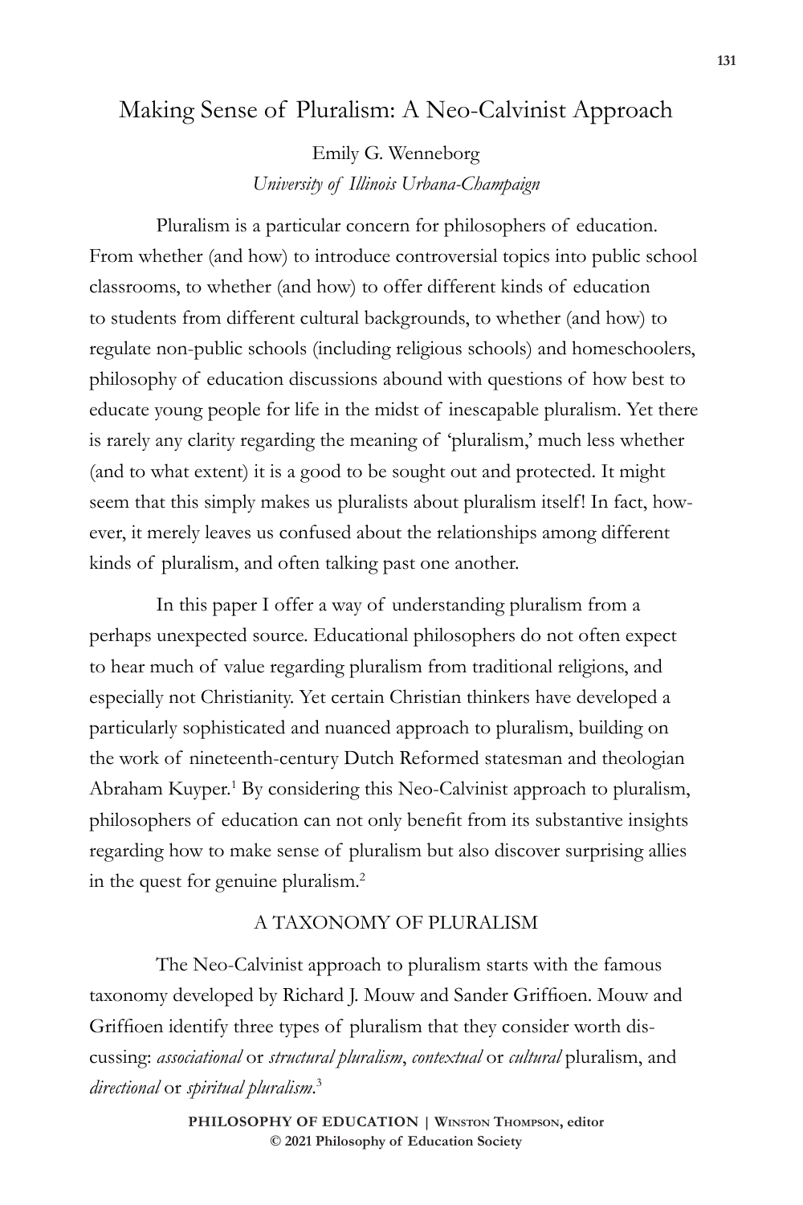# Making Sense of Pluralism: A Neo-Calvinist Approach

Emily G. Wenneborg
*University of Illinois Urbana-Champaign*

Pluralism is a particular concern for philosophers of education. From whether (and how) to introduce controversial topics into public school classrooms, to whether (and how) to offer different kinds of education to students from different cultural backgrounds, to whether (and how) to regulate non-public schools (including religious schools) and homeschoolers, philosophy of education discussions abound with questions of how best to educate young people for life in the midst of inescapable pluralism. Yet there is rarely any clarity regarding the meaning of 'pluralism,' much less whether (and to what extent) it is a good to be sought out and protected. It might seem that this simply makes us pluralists about pluralism itself! In fact, however, it merely leaves us confused about the relationships among different kinds of pluralism, and often talking past one another.

In this paper I offer a way of understanding pluralism from a perhaps unexpected source. Educational philosophers do not often expect to hear much of value regarding pluralism from traditional religions, and especially not Christianity. Yet certain Christian thinkers have developed a particularly sophisticated and nuanced approach to pluralism, building on the work of nineteenth-century Dutch Reformed statesman and theologian Abraham Kuyper.[1] By considering this Neo-Calvinist approach to pluralism, philosophers of education can not only benefit from its substantive insights regarding how to make sense of pluralism but also discover surprising allies in the quest for genuine pluralism.[2]

## A TAXONOMY OF PLURALISM

The Neo-Calvinist approach to pluralism starts with the famous taxonomy developed by Richard J. Mouw and Sander Griffioen. Mouw and Griffioen identify three types of pluralism that they consider worth discussing: *associational* or *structural pluralism*, *contextual* or *cultural* pluralism, and *directional* or *spiritual pluralism*.[3]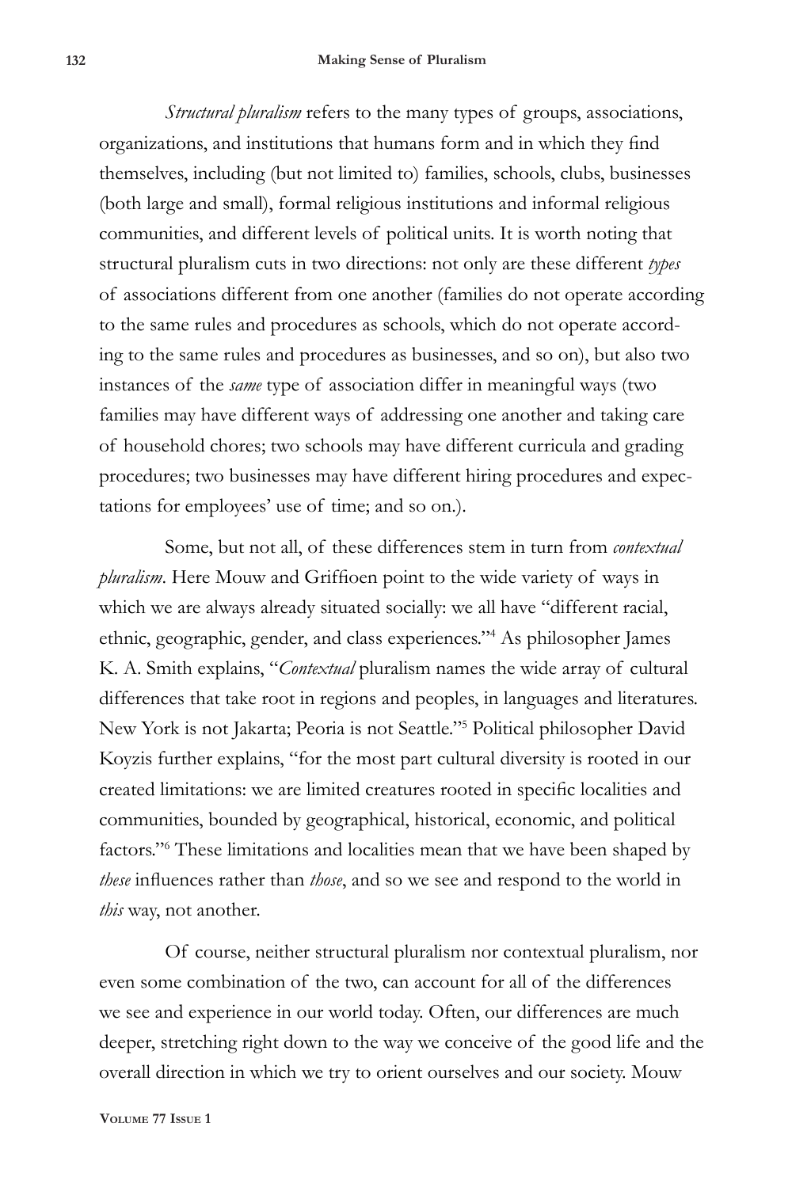*Structural pluralism* refers to the many types of groups, associations, organizations, and institutions that humans form and in which they find themselves, including (but not limited to) families, schools, clubs, businesses (both large and small), formal religious institutions and informal religious communities, and different levels of political units. It is worth noting that structural pluralism cuts in two directions: not only are these different *types* of associations different from one another (families do not operate according to the same rules and procedures as schools, which do not operate according to the same rules and procedures as businesses, and so on), but also two instances of the *same* type of association differ in meaningful ways (two families may have different ways of addressing one another and taking care of household chores; two schools may have different curricula and grading procedures; two businesses may have different hiring procedures and expectations for employees' use of time; and so on.).

Some, but not all, of these differences stem in turn from *contextual pluralism*. Here Mouw and Griffioen point to the wide variety of ways in which we are always already situated socially: we all have "different racial, ethnic, geographic, gender, and class experiences."[4] As philosopher James K. A. Smith explains, "*Contextual* pluralism names the wide array of cultural differences that take root in regions and peoples, in languages and literatures. New York is not Jakarta; Peoria is not Seattle."[5] Political philosopher David Koyzis further explains, "for the most part cultural diversity is rooted in our created limitations: we are limited creatures rooted in specific localities and communities, bounded by geographical, historical, economic, and political factors."[6] These limitations and localities mean that we have been shaped by *these* influences rather than *those*, and so we see and respond to the world in *this* way, not another.

Of course, neither structural pluralism nor contextual pluralism, nor even some combination of the two, can account for all of the differences we see and experience in our world today. Often, our differences are much deeper, stretching right down to the way we conceive of the good life and the overall direction in which we try to orient ourselves and our society. Mouw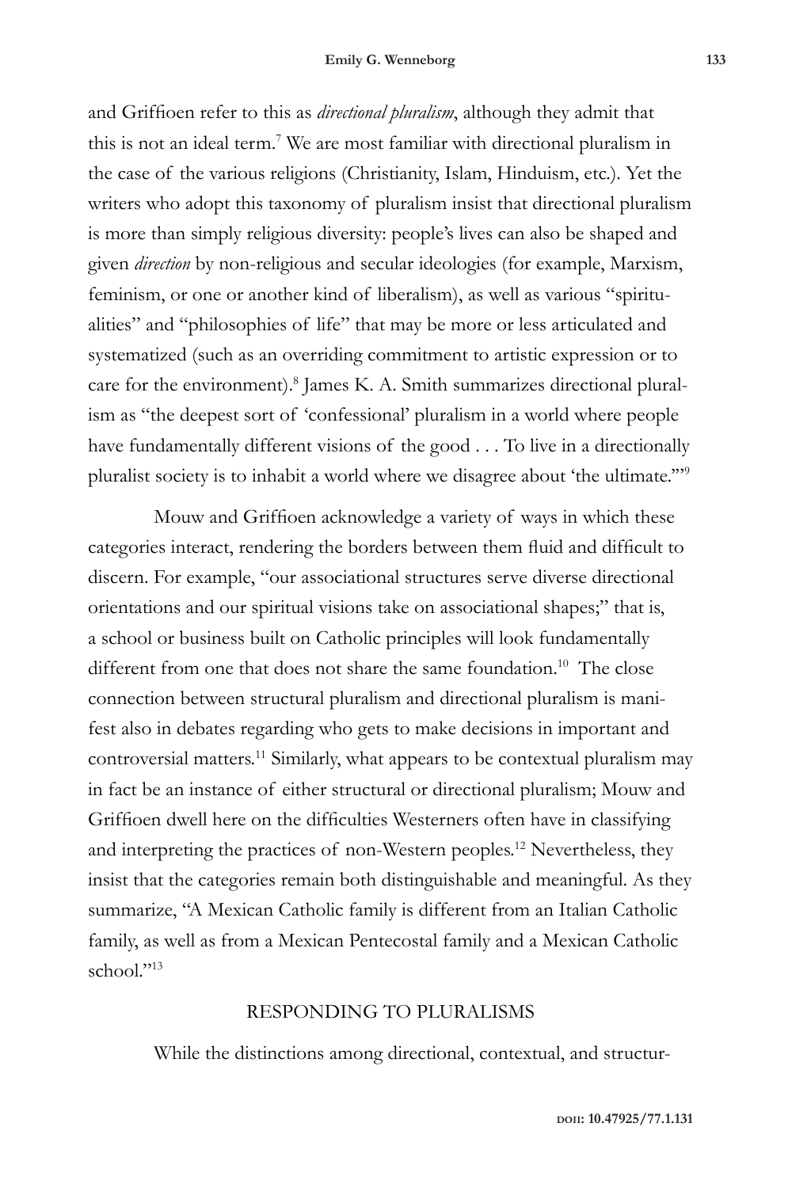and Griffioen refer to this as *directional pluralism*, although they admit that this is not an ideal term.[7] We are most familiar with directional pluralism in the case of the various religions (Christianity, Islam, Hinduism, etc.). Yet the writers who adopt this taxonomy of pluralism insist that directional pluralism is more than simply religious diversity: people's lives can also be shaped and given *direction* by non-religious and secular ideologies (for example, Marxism, feminism, or one or another kind of liberalism), as well as various "spiritualities" and "philosophies of life" that may be more or less articulated and systematized (such as an overriding commitment to artistic expression or to care for the environment).[8] James K. A. Smith summarizes directional pluralism as "the deepest sort of 'confessional' pluralism in a world where people have fundamentally different visions of the good . . . To live in a directionally pluralist society is to inhabit a world where we disagree about 'the ultimate.'"[9]

Mouw and Griffioen acknowledge a variety of ways in which these categories interact, rendering the borders between them fluid and difficult to discern. For example, "our associational structures serve diverse directional orientations and our spiritual visions take on associational shapes;" that is, a school or business built on Catholic principles will look fundamentally different from one that does not share the same foundation.[10] The close connection between structural pluralism and directional pluralism is manifest also in debates regarding who gets to make decisions in important and controversial matters.[11] Similarly, what appears to be contextual pluralism may in fact be an instance of either structural or directional pluralism; Mouw and Griffioen dwell here on the difficulties Westerners often have in classifying and interpreting the practices of non-Western peoples.[12] Nevertheless, they insist that the categories remain both distinguishable and meaningful. As they summarize, "A Mexican Catholic family is different from an Italian Catholic family, as well as from a Mexican Pentecostal family and a Mexican Catholic school."[13]

## RESPONDING TO PLURALISMS

While the distinctions among directional, contextual, and structur-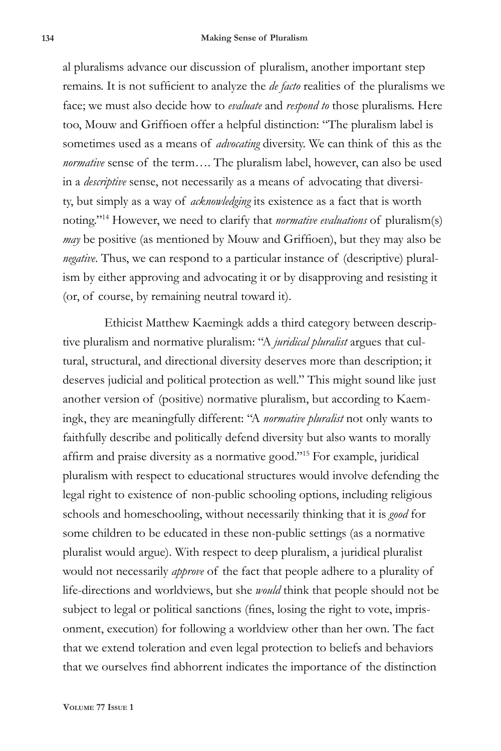al pluralisms advance our discussion of pluralism, another important step remains. It is not sufficient to analyze the *de facto* realities of the pluralisms we face; we must also decide how to *evaluate* and *respond to* those pluralisms. Here too, Mouw and Griffioen offer a helpful distinction: "The pluralism label is sometimes used as a means of *advocating* diversity. We can think of this as the *normative* sense of the term…. The pluralism label, however, can also be used in a *descriptive* sense, not necessarily as a means of advocating that diversity, but simply as a way of *acknowledging* its existence as a fact that is worth noting."[14] However, we need to clarify that *normative evaluations* of pluralism(s) *may* be positive (as mentioned by Mouw and Griffioen), but they may also be *negative*. Thus, we can respond to a particular instance of (descriptive) pluralism by either approving and advocating it or by disapproving and resisting it (or, of course, by remaining neutral toward it).

Ethicist Matthew Kaemingk adds a third category between descriptive pluralism and normative pluralism: "A *juridical pluralist* argues that cultural, structural, and directional diversity deserves more than description; it deserves judicial and political protection as well." This might sound like just another version of (positive) normative pluralism, but according to Kaemingk, they are meaningfully different: "A *normative pluralist* not only wants to faithfully describe and politically defend diversity but also wants to morally affirm and praise diversity as a normative good."[15] For example, juridical pluralism with respect to educational structures would involve defending the legal right to existence of non-public schooling options, including religious schools and homeschooling, without necessarily thinking that it is *good* for some children to be educated in these non-public settings (as a normative pluralist would argue). With respect to deep pluralism, a juridical pluralist would not necessarily *approve* of the fact that people adhere to a plurality of life-directions and worldviews, but she *would* think that people should not be subject to legal or political sanctions (fines, losing the right to vote, imprisonment, execution) for following a worldview other than her own. The fact that we extend toleration and even legal protection to beliefs and behaviors that we ourselves find abhorrent indicates the importance of the distinction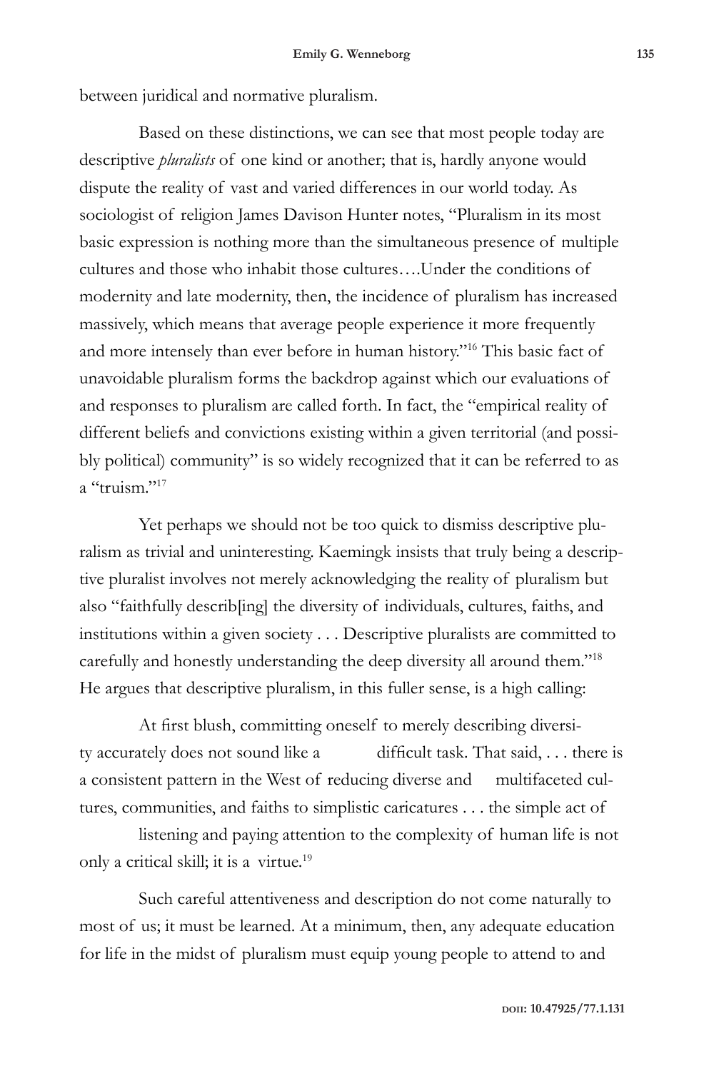between juridical and normative pluralism.

Based on these distinctions, we can see that most people today are descriptive *pluralists* of one kind or another; that is, hardly anyone would dispute the reality of vast and varied differences in our world today. As sociologist of religion James Davison Hunter notes, "Pluralism in its most basic expression is nothing more than the simultaneous presence of multiple cultures and those who inhabit those cultures….Under the conditions of modernity and late modernity, then, the incidence of pluralism has increased massively, which means that average people experience it more frequently and more intensely than ever before in human history."[16] This basic fact of unavoidable pluralism forms the backdrop against which our evaluations of and responses to pluralism are called forth. In fact, the "empirical reality of different beliefs and convictions existing within a given territorial (and possibly political) community" is so widely recognized that it can be referred to as a "truism."[17]

Yet perhaps we should not be too quick to dismiss descriptive pluralism as trivial and uninteresting. Kaemingk insists that truly being a descriptive pluralist involves not merely acknowledging the reality of pluralism but also "faithfully describ[ing] the diversity of individuals, cultures, faiths, and institutions within a given society . . . Descriptive pluralists are committed to carefully and honestly understanding the deep diversity all around them."[18] He argues that descriptive pluralism, in this fuller sense, is a high calling:

> At first blush, committing oneself to merely describing diversity accurately does not sound like a difficult task. That said, . . . there is a consistent pattern in the West of reducing diverse and multifaceted cultures, communities, and faiths to simplistic caricatures . . . the simple act of listening and paying attention to the complexity of human life is not only a critical skill; it is a virtue.[19]

Such careful attentiveness and description do not come naturally to most of us; it must be learned. At a minimum, then, any adequate education for life in the midst of pluralism must equip young people to attend to and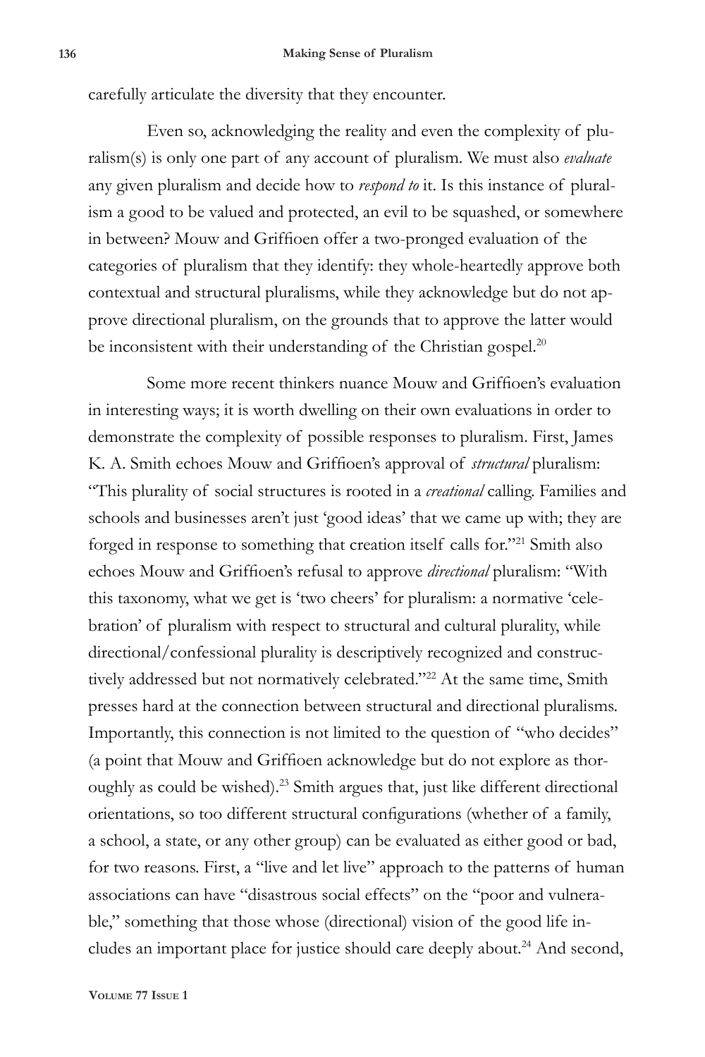carefully articulate the diversity that they encounter.

Even so, acknowledging the reality and even the complexity of pluralism(s) is only one part of any account of pluralism. We must also *evaluate* any given pluralism and decide how to *respond to* it. Is this instance of pluralism a good to be valued and protected, an evil to be squashed, or somewhere in between? Mouw and Griffioen offer a two-pronged evaluation of the categories of pluralism that they identify: they whole-heartedly approve both contextual and structural pluralisms, while they acknowledge but do not approve directional pluralism, on the grounds that to approve the latter would be inconsistent with their understanding of the Christian gospel.[20]

Some more recent thinkers nuance Mouw and Griffioen's evaluation in interesting ways; it is worth dwelling on their own evaluations in order to demonstrate the complexity of possible responses to pluralism. First, James K. A. Smith echoes Mouw and Griffioen's approval of *structural* pluralism: "This plurality of social structures is rooted in a *creational* calling. Families and schools and businesses aren't just 'good ideas' that we came up with; they are forged in response to something that creation itself calls for."[21] Smith also echoes Mouw and Griffioen's refusal to approve *directional* pluralism: "With this taxonomy, what we get is 'two cheers' for pluralism: a normative 'celebration' of pluralism with respect to structural and cultural plurality, while directional/confessional plurality is descriptively recognized and constructively addressed but not normatively celebrated."[22] At the same time, Smith presses hard at the connection between structural and directional pluralisms. Importantly, this connection is not limited to the question of "who decides" (a point that Mouw and Griffioen acknowledge but do not explore as thoroughly as could be wished).[23] Smith argues that, just like different directional orientations, so too different structural configurations (whether of a family, a school, a state, or any other group) can be evaluated as either good or bad, for two reasons. First, a "live and let live" approach to the patterns of human associations can have "disastrous social effects" on the "poor and vulnerable," something that those whose (directional) vision of the good life includes an important place for justice should care deeply about.[24] And second,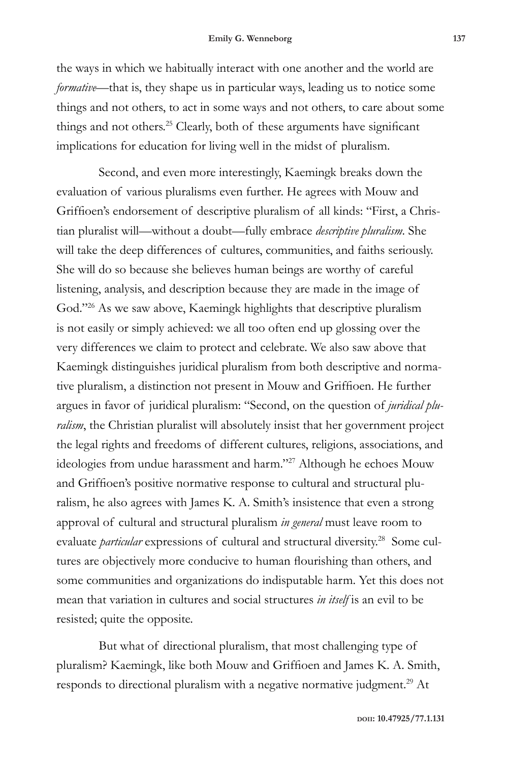the ways in which we habitually interact with one another and the world are *formative*—that is, they shape us in particular ways, leading us to notice some things and not others, to act in some ways and not others, to care about some things and not others.[25] Clearly, both of these arguments have significant implications for education for living well in the midst of pluralism.

Second, and even more interestingly, Kaemingk breaks down the evaluation of various pluralisms even further. He agrees with Mouw and Griffioen's endorsement of descriptive pluralism of all kinds: "First, a Christian pluralist will—without a doubt—fully embrace *descriptive pluralism*. She will take the deep differences of cultures, communities, and faiths seriously. She will do so because she believes human beings are worthy of careful listening, analysis, and description because they are made in the image of God."[26] As we saw above, Kaemingk highlights that descriptive pluralism is not easily or simply achieved: we all too often end up glossing over the very differences we claim to protect and celebrate. We also saw above that Kaemingk distinguishes juridical pluralism from both descriptive and normative pluralism, a distinction not present in Mouw and Griffioen. He further argues in favor of juridical pluralism: "Second, on the question of *juridical pluralism*, the Christian pluralist will absolutely insist that her government project the legal rights and freedoms of different cultures, religions, associations, and ideologies from undue harassment and harm."[27] Although he echoes Mouw and Griffioen's positive normative response to cultural and structural pluralism, he also agrees with James K. A. Smith's insistence that even a strong approval of cultural and structural pluralism *in general* must leave room to evaluate *particular* expressions of cultural and structural diversity.[28] Some cultures are objectively more conducive to human flourishing than others, and some communities and organizations do indisputable harm. Yet this does not mean that variation in cultures and social structures *in itself* is an evil to be resisted; quite the opposite.

But what of directional pluralism, that most challenging type of pluralism? Kaemingk, like both Mouw and Griffioen and James K. A. Smith, responds to directional pluralism with a negative normative judgment.[29] At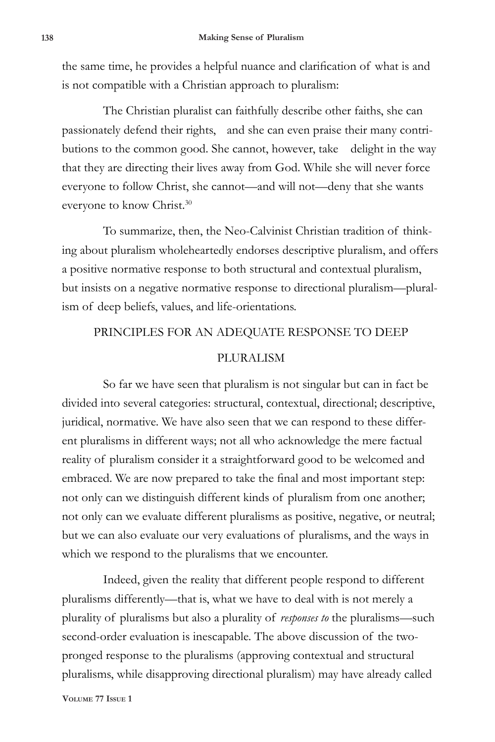the same time, he provides a helpful nuance and clarification of what is and is not compatible with a Christian approach to pluralism:

> The Christian pluralist can faithfully describe other faiths, she can passionately defend their rights, and she can even praise their many contributions to the common good. She cannot, however, take delight in the way that they are directing their lives away from God. While she will never force everyone to follow Christ, she cannot—and will not—deny that she wants everyone to know Christ.[30]

To summarize, then, the Neo-Calvinist Christian tradition of thinking about pluralism wholeheartedly endorses descriptive pluralism, and offers a positive normative response to both structural and contextual pluralism, but insists on a negative normative response to directional pluralism—pluralism of deep beliefs, values, and life-orientations.

## PRINCIPLES FOR AN ADEQUATE RESPONSE TO DEEP PLURALISM

So far we have seen that pluralism is not singular but can in fact be divided into several categories: structural, contextual, directional; descriptive, juridical, normative. We have also seen that we can respond to these different pluralisms in different ways; not all who acknowledge the mere factual reality of pluralism consider it a straightforward good to be welcomed and embraced. We are now prepared to take the final and most important step: not only can we distinguish different kinds of pluralism from one another; not only can we evaluate different pluralisms as positive, negative, or neutral; but we can also evaluate our very evaluations of pluralisms, and the ways in which we respond to the pluralisms that we encounter.

Indeed, given the reality that different people respond to different pluralisms differently—that is, what we have to deal with is not merely a plurality of pluralisms but also a plurality of *responses to* the pluralisms—such second-order evaluation is inescapable. The above discussion of the two-pronged response to the pluralisms (approving contextual and structural pluralisms, while disapproving directional pluralism) may have already called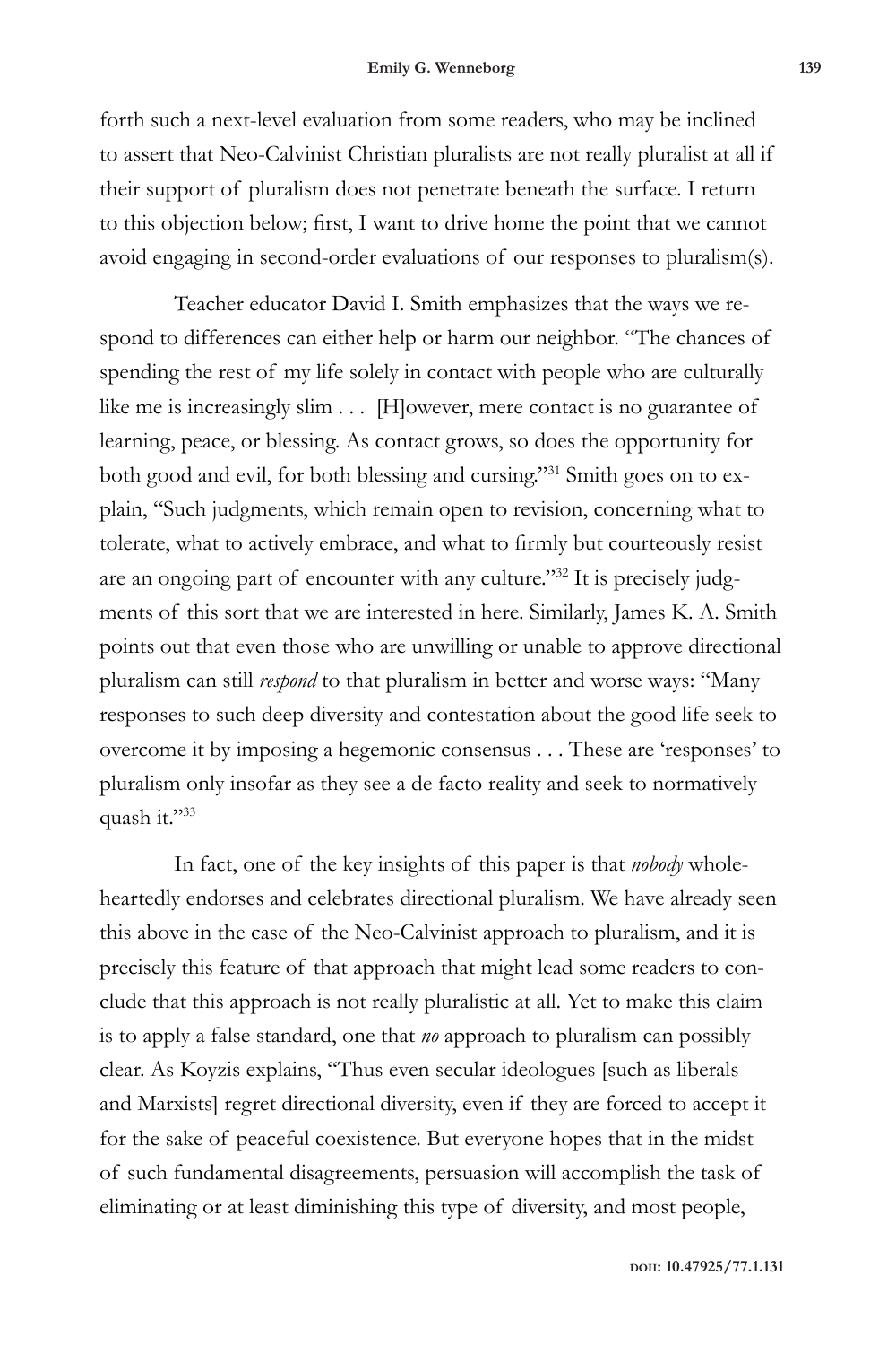forth such a next-level evaluation from some readers, who may be inclined to assert that Neo-Calvinist Christian pluralists are not really pluralist at all if their support of pluralism does not penetrate beneath the surface. I return to this objection below; first, I want to drive home the point that we cannot avoid engaging in second-order evaluations of our responses to pluralism(s).

Teacher educator David I. Smith emphasizes that the ways we respond to differences can either help or harm our neighbor. "The chances of spending the rest of my life solely in contact with people who are culturally like me is increasingly slim . . . [H]owever, mere contact is no guarantee of learning, peace, or blessing. As contact grows, so does the opportunity for both good and evil, for both blessing and cursing."[31] Smith goes on to explain, "Such judgments, which remain open to revision, concerning what to tolerate, what to actively embrace, and what to firmly but courteously resist are an ongoing part of encounter with any culture."[32] It is precisely judgments of this sort that we are interested in here. Similarly, James K. A. Smith points out that even those who are unwilling or unable to approve directional pluralism can still *respond* to that pluralism in better and worse ways: "Many responses to such deep diversity and contestation about the good life seek to overcome it by imposing a hegemonic consensus . . . These are 'responses' to pluralism only insofar as they see a de facto reality and seek to normatively quash it."[33]

In fact, one of the key insights of this paper is that *nobody* wholeheartedly endorses and celebrates directional pluralism. We have already seen this above in the case of the Neo-Calvinist approach to pluralism, and it is precisely this feature of that approach that might lead some readers to conclude that this approach is not really pluralistic at all. Yet to make this claim is to apply a false standard, one that *no* approach to pluralism can possibly clear. As Koyzis explains, "Thus even secular ideologues [such as liberals and Marxists] regret directional diversity, even if they are forced to accept it for the sake of peaceful coexistence. But everyone hopes that in the midst of such fundamental disagreements, persuasion will accomplish the task of eliminating or at least diminishing this type of diversity, and most people,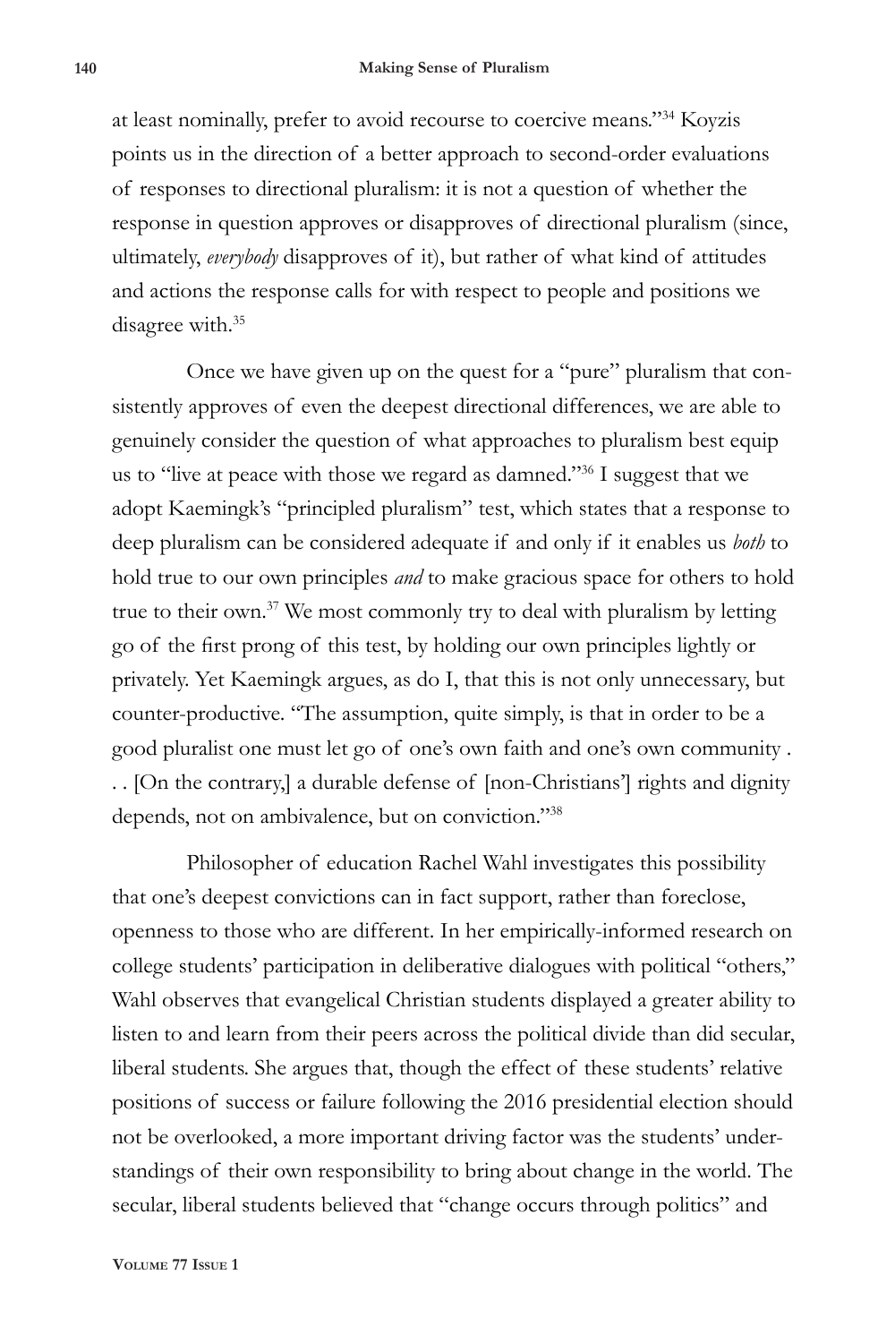at least nominally, prefer to avoid recourse to coercive means."[34] Koyzis points us in the direction of a better approach to second-order evaluations of responses to directional pluralism: it is not a question of whether the response in question approves or disapproves of directional pluralism (since, ultimately, *everybody* disapproves of it), but rather of what kind of attitudes and actions the response calls for with respect to people and positions we disagree with.[35]

Once we have given up on the quest for a "pure" pluralism that consistently approves of even the deepest directional differences, we are able to genuinely consider the question of what approaches to pluralism best equip us to "live at peace with those we regard as damned."[36] I suggest that we adopt Kaemingk's "principled pluralism" test, which states that a response to deep pluralism can be considered adequate if and only if it enables us *both* to hold true to our own principles *and* to make gracious space for others to hold true to their own.[37] We most commonly try to deal with pluralism by letting go of the first prong of this test, by holding our own principles lightly or privately. Yet Kaemingk argues, as do I, that this is not only unnecessary, but counter-productive. "The assumption, quite simply, is that in order to be a good pluralist one must let go of one's own faith and one's own community . . . [On the contrary,] a durable defense of [non-Christians'] rights and dignity depends, not on ambivalence, but on conviction."[38]

Philosopher of education Rachel Wahl investigates this possibility that one's deepest convictions can in fact support, rather than foreclose, openness to those who are different. In her empirically-informed research on college students' participation in deliberative dialogues with political "others," Wahl observes that evangelical Christian students displayed a greater ability to listen to and learn from their peers across the political divide than did secular, liberal students. She argues that, though the effect of these students' relative positions of success or failure following the 2016 presidential election should not be overlooked, a more important driving factor was the students' understandings of their own responsibility to bring about change in the world. The secular, liberal students believed that "change occurs through politics" and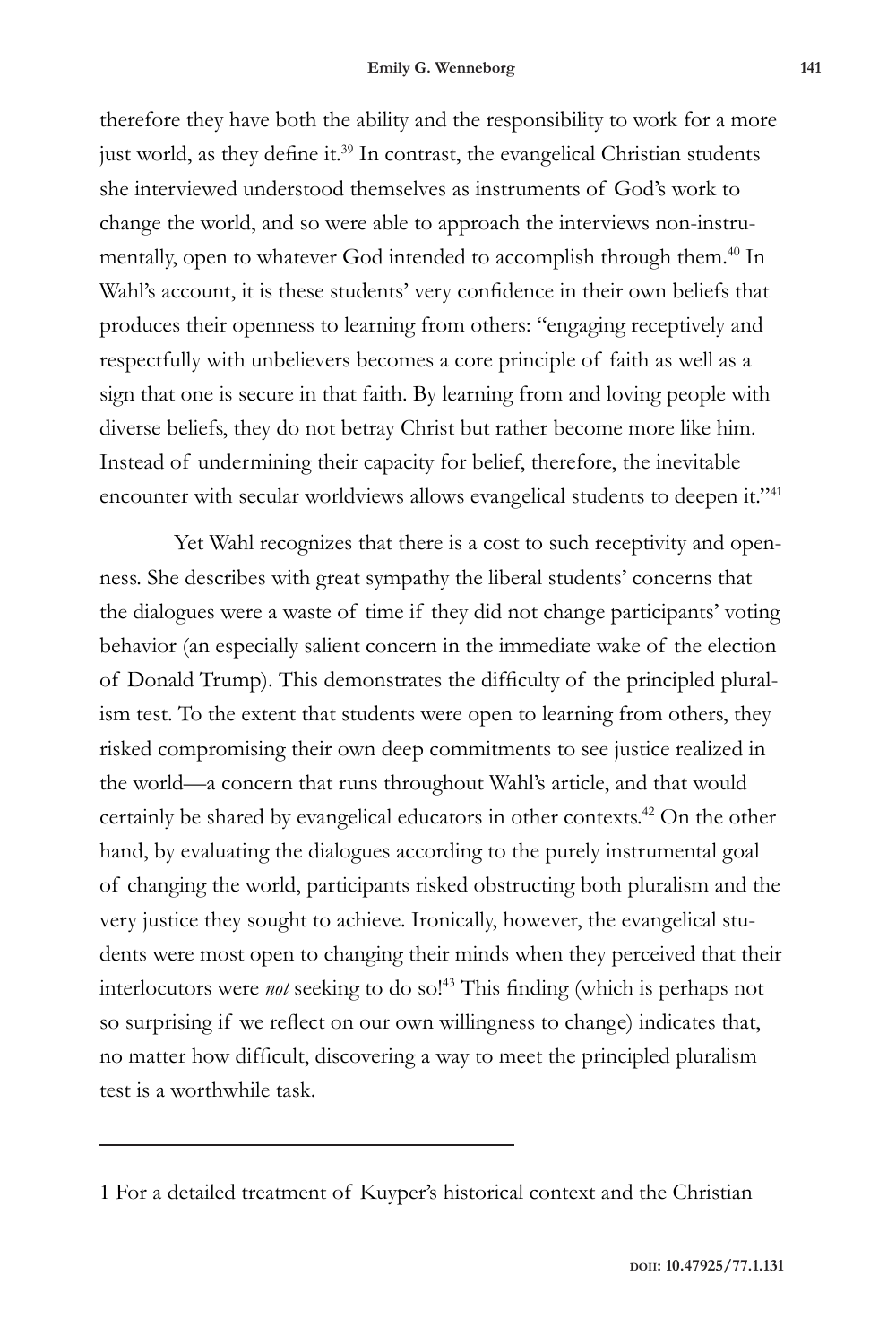therefore they have both the ability and the responsibility to work for a more just world, as they define it.[39] In contrast, the evangelical Christian students she interviewed understood themselves as instruments of God's work to change the world, and so were able to approach the interviews non-instrumentally, open to whatever God intended to accomplish through them.[40] In Wahl's account, it is these students' very confidence in their own beliefs that produces their openness to learning from others: "engaging receptively and respectfully with unbelievers becomes a core principle of faith as well as a sign that one is secure in that faith. By learning from and loving people with diverse beliefs, they do not betray Christ but rather become more like him. Instead of undermining their capacity for belief, therefore, the inevitable encounter with secular worldviews allows evangelical students to deepen it."[41]

Yet Wahl recognizes that there is a cost to such receptivity and openness. She describes with great sympathy the liberal students' concerns that the dialogues were a waste of time if they did not change participants' voting behavior (an especially salient concern in the immediate wake of the election of Donald Trump). This demonstrates the difficulty of the principled pluralism test. To the extent that students were open to learning from others, they risked compromising their own deep commitments to see justice realized in the world—a concern that runs throughout Wahl's article, and that would certainly be shared by evangelical educators in other contexts.[42] On the other hand, by evaluating the dialogues according to the purely instrumental goal of changing the world, participants risked obstructing both pluralism and the very justice they sought to achieve. Ironically, however, the evangelical students were most open to changing their minds when they perceived that their interlocutors were *not* seeking to do so![43] This finding (which is perhaps not so surprising if we reflect on our own willingness to change) indicates that, no matter how difficult, discovering a way to meet the principled pluralism test is a worthwhile task.

---

1 For a detailed treatment of Kuyper's historical context and the Christian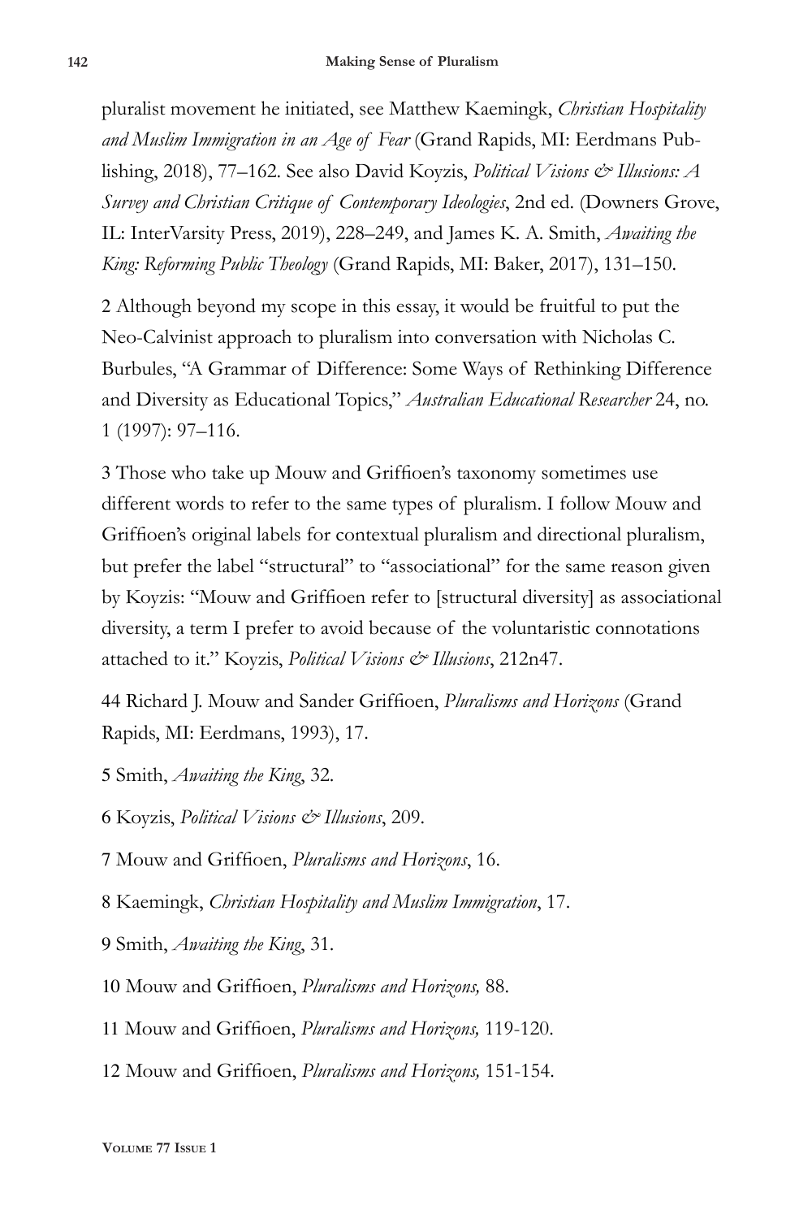pluralist movement he initiated, see Matthew Kaemingk, *Christian Hospitality and Muslim Immigration in an Age of Fear* (Grand Rapids, MI: Eerdmans Publishing, 2018), 77–162. See also David Koyzis, *Political Visions & Illusions: A Survey and Christian Critique of Contemporary Ideologies*, 2nd ed. (Downers Grove, IL: InterVarsity Press, 2019), 228–249, and James K. A. Smith, *Awaiting the King: Reforming Public Theology* (Grand Rapids, MI: Baker, 2017), 131–150.

2 Although beyond my scope in this essay, it would be fruitful to put the Neo-Calvinist approach to pluralism into conversation with Nicholas C. Burbules, "A Grammar of Difference: Some Ways of Rethinking Difference and Diversity as Educational Topics," *Australian Educational Researcher* 24, no. 1 (1997): 97–116.

3 Those who take up Mouw and Griffioen's taxonomy sometimes use different words to refer to the same types of pluralism. I follow Mouw and Griffioen's original labels for contextual pluralism and directional pluralism, but prefer the label "structural" to "associational" for the same reason given by Koyzis: "Mouw and Griffioen refer to [structural diversity] as associational diversity, a term I prefer to avoid because of the voluntaristic connotations attached to it." Koyzis, *Political Visions & Illusions*, 212n47.

44 Richard J. Mouw and Sander Griffioen, *Pluralisms and Horizons* (Grand Rapids, MI: Eerdmans, 1993), 17.

5 Smith, *Awaiting the King*, 32.

6 Koyzis, *Political Visions & Illusions*, 209.

7 Mouw and Griffioen, *Pluralisms and Horizons*, 16.

8 Kaemingk, *Christian Hospitality and Muslim Immigration*, 17.

9 Smith, *Awaiting the King*, 31.

10 Mouw and Griffioen, *Pluralisms and Horizons,* 88.

11 Mouw and Griffioen, *Pluralisms and Horizons,* 119-120.

12 Mouw and Griffioen, *Pluralisms and Horizons,* 151-154.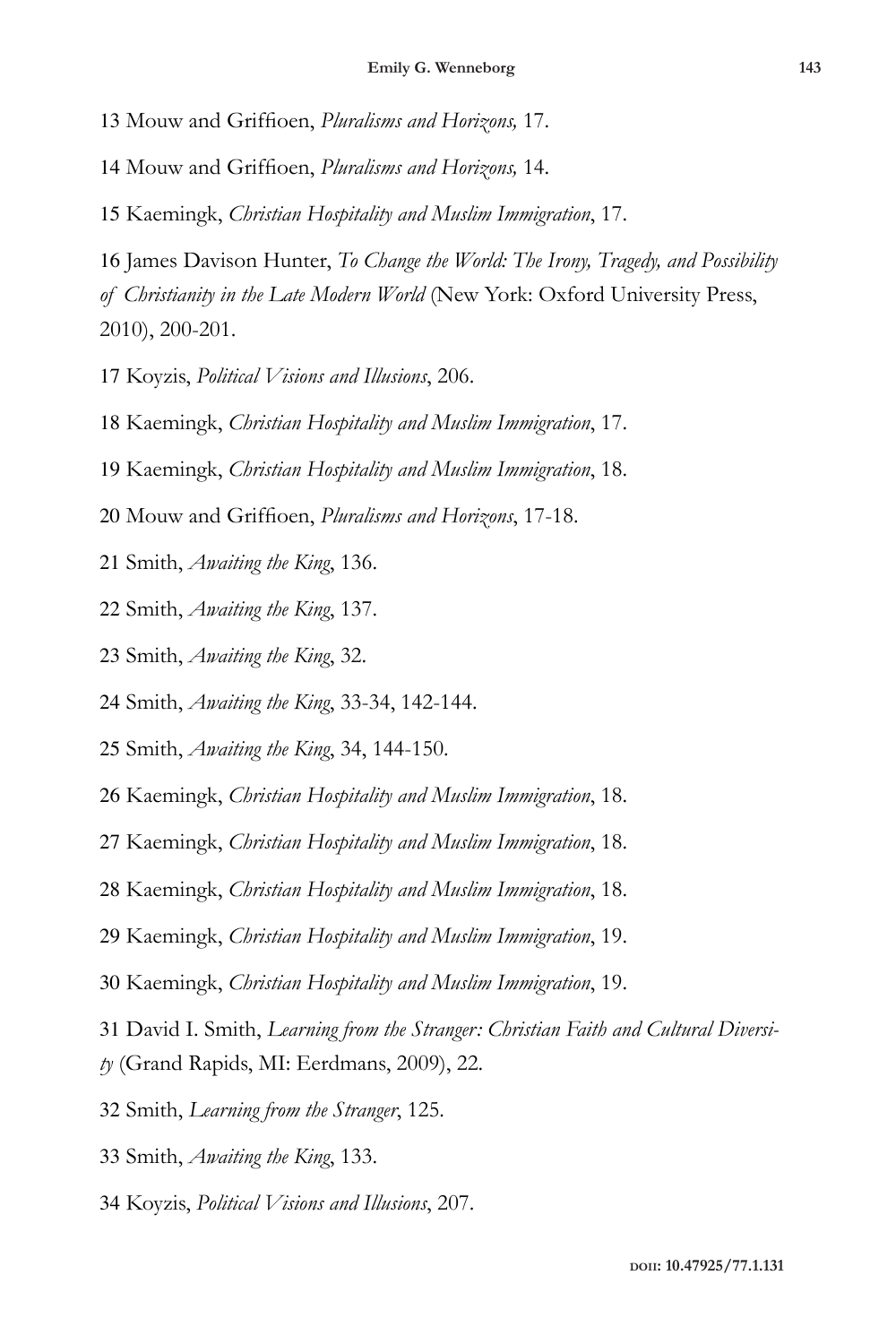13 Mouw and Griffioen, *Pluralisms and Horizons,* 17.

14 Mouw and Griffioen, *Pluralisms and Horizons,* 14.

15 Kaemingk, *Christian Hospitality and Muslim Immigration*, 17.

16 James Davison Hunter, *To Change the World: The Irony, Tragedy, and Possibility of Christianity in the Late Modern World* (New York: Oxford University Press, 2010), 200-201.

17 Koyzis, *Political Visions and Illusions*, 206.

18 Kaemingk, *Christian Hospitality and Muslim Immigration*, 17.

19 Kaemingk, *Christian Hospitality and Muslim Immigration*, 18.

20 Mouw and Griffioen, *Pluralisms and Horizons*, 17-18.

21 Smith, *Awaiting the King*, 136.

22 Smith, *Awaiting the King*, 137.

23 Smith, *Awaiting the King*, 32.

24 Smith, *Awaiting the King*, 33-34, 142-144.

25 Smith, *Awaiting the King*, 34, 144-150.

26 Kaemingk, *Christian Hospitality and Muslim Immigration*, 18.

27 Kaemingk, *Christian Hospitality and Muslim Immigration*, 18.

28 Kaemingk, *Christian Hospitality and Muslim Immigration*, 18.

29 Kaemingk, *Christian Hospitality and Muslim Immigration*, 19.

30 Kaemingk, *Christian Hospitality and Muslim Immigration*, 19.

31 David I. Smith, *Learning from the Stranger: Christian Faith and Cultural Diversity* (Grand Rapids, MI: Eerdmans, 2009), 22.

32 Smith, *Learning from the Stranger*, 125.

33 Smith, *Awaiting the King*, 133.

34 Koyzis, *Political Visions and Illusions*, 207.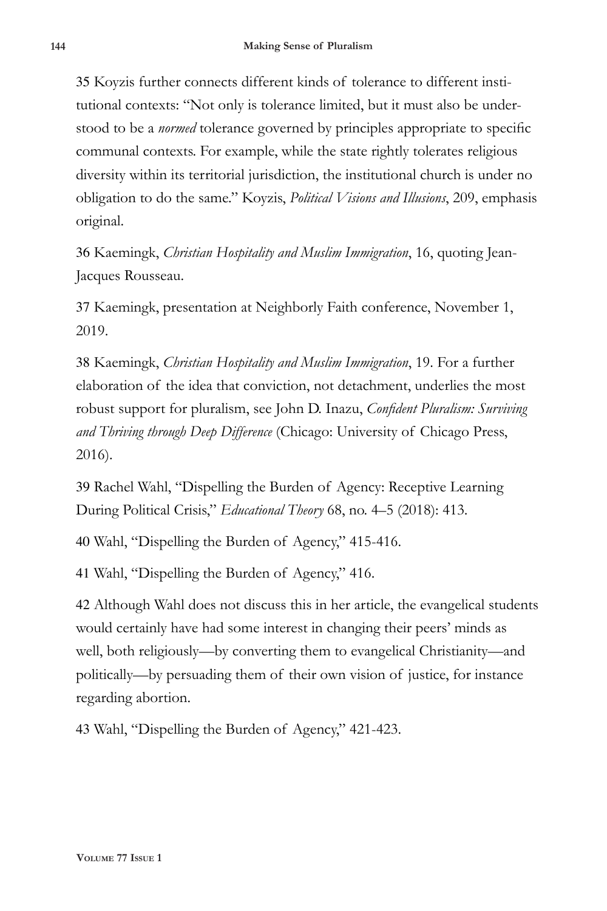35 Koyzis further connects different kinds of tolerance to different institutional contexts: "Not only is tolerance limited, but it must also be understood to be a *normed* tolerance governed by principles appropriate to specific communal contexts. For example, while the state rightly tolerates religious diversity within its territorial jurisdiction, the institutional church is under no obligation to do the same." Koyzis, *Political Visions and Illusions*, 209, emphasis original.

36 Kaemingk, *Christian Hospitality and Muslim Immigration*, 16, quoting Jean-Jacques Rousseau.

37 Kaemingk, presentation at Neighborly Faith conference, November 1, 2019.

38 Kaemingk, *Christian Hospitality and Muslim Immigration*, 19. For a further elaboration of the idea that conviction, not detachment, underlies the most robust support for pluralism, see John D. Inazu, *Confident Pluralism: Surviving and Thriving through Deep Difference* (Chicago: University of Chicago Press, 2016).

39 Rachel Wahl, "Dispelling the Burden of Agency: Receptive Learning During Political Crisis," *Educational Theory* 68, no. 4–5 (2018): 413.

40 Wahl, "Dispelling the Burden of Agency," 415-416.

41 Wahl, "Dispelling the Burden of Agency," 416.

42 Although Wahl does not discuss this in her article, the evangelical students would certainly have had some interest in changing their peers' minds as well, both religiously—by converting them to evangelical Christianity—and politically—by persuading them of their own vision of justice, for instance regarding abortion.

43 Wahl, "Dispelling the Burden of Agency," 421-423.